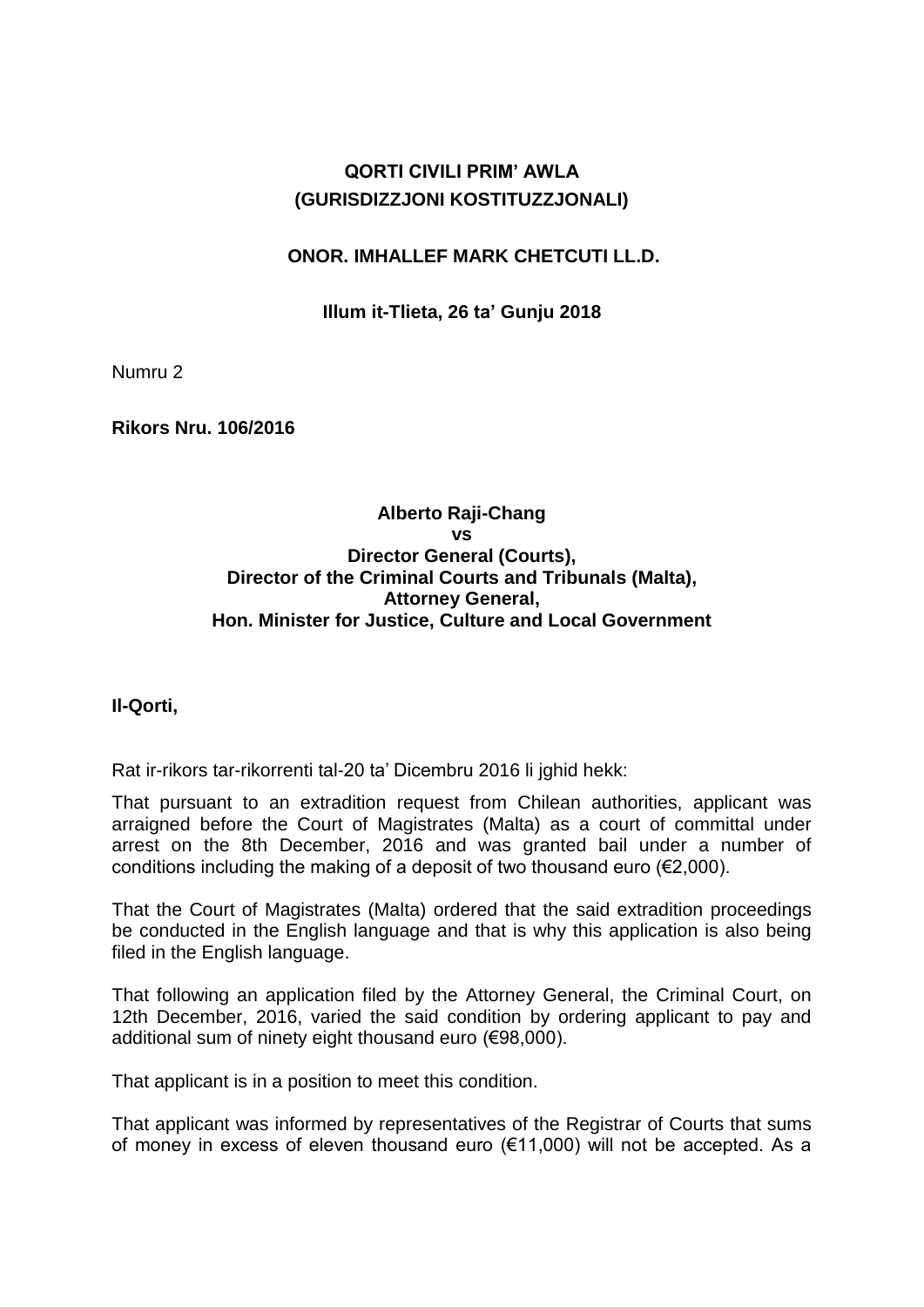**QORTI CIVILI PRIM' AWLA**
**(GURISDIZZJONI KOSTITUZZJONALI)**

**ONOR. IMHALLEF MARK CHETCUTI LL.D.**

**Illum it-Tlieta, 26 ta' Gunju 2018**

Numru 2

**Rikors Nru. 106/2016**

**Alberto Raji-Chang**
**vs**
**Director General (Courts),**
**Director of the Criminal Courts and Tribunals (Malta),**
**Attorney General,**
**Hon. Minister for Justice, Culture and Local Government**

**Il-Qorti,**

Rat ir-rikors tar-rikorrenti tal-20 ta' Dicembru 2016 li jghid hekk:

That pursuant to an extradition request from Chilean authorities, applicant was arraigned before the Court of Magistrates (Malta) as a court of committal under arrest on the 8th December, 2016 and was granted bail under a number of conditions including the making of a deposit of two thousand euro (€2,000).

That the Court of Magistrates (Malta) ordered that the said extradition proceedings be conducted in the English language and that is why this application is also being filed in the English language.

That following an application filed by the Attorney General, the Criminal Court, on 12th December, 2016, varied the said condition by ordering applicant to pay and additional sum of ninety eight thousand euro (€98,000).

That applicant is in a position to meet this condition.

That applicant was informed by representatives of the Registrar of Courts that sums of money in excess of eleven thousand euro (€11,000) will not be accepted. As a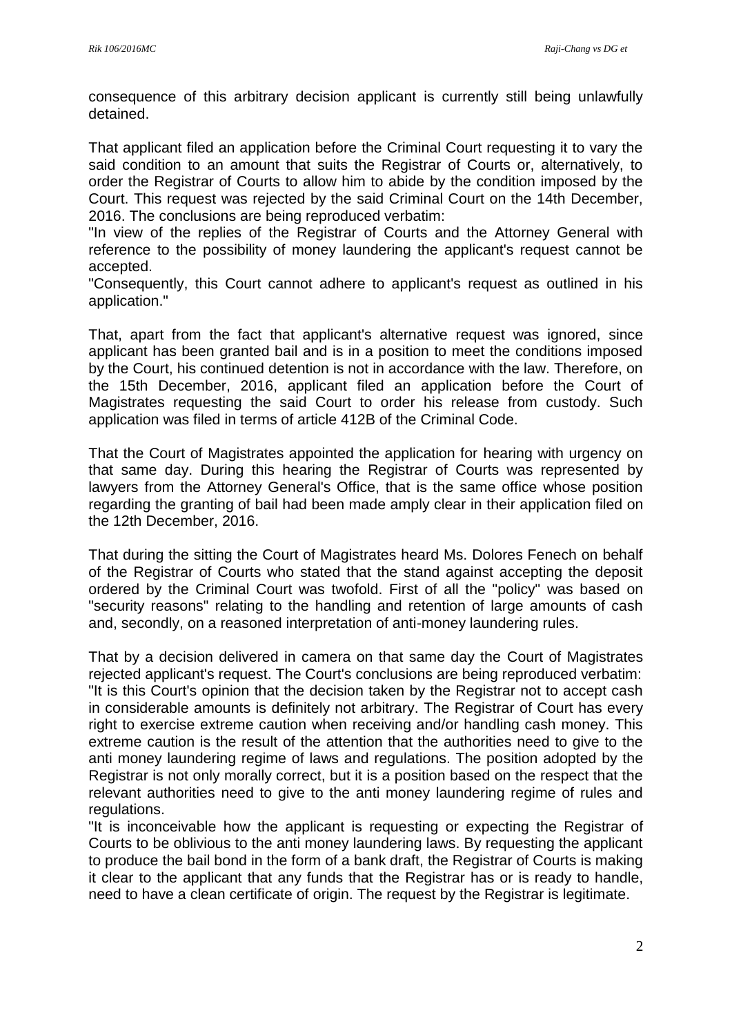consequence of this arbitrary decision applicant is currently still being unlawfully detained.

That applicant filed an application before the Criminal Court requesting it to vary the said condition to an amount that suits the Registrar of Courts or, alternatively, to order the Registrar of Courts to allow him to abide by the condition imposed by the Court. This request was rejected by the said Criminal Court on the 14th December, 2016. The conclusions are being reproduced verbatim:
"In view of the replies of the Registrar of Courts and the Attorney General with reference to the possibility of money laundering the applicant's request cannot be accepted.
"Consequently, this Court cannot adhere to applicant's request as outlined in his application."

That, apart from the fact that applicant's alternative request was ignored, since applicant has been granted bail and is in a position to meet the conditions imposed by the Court, his continued detention is not in accordance with the law. Therefore, on the 15th December, 2016, applicant filed an application before the Court of Magistrates requesting the said Court to order his release from custody. Such application was filed in terms of article 412B of the Criminal Code.

That the Court of Magistrates appointed the application for hearing with urgency on that same day. During this hearing the Registrar of Courts was represented by lawyers from the Attorney General's Office, that is the same office whose position regarding the granting of bail had been made amply clear in their application filed on the 12th December, 2016.

That during the sitting the Court of Magistrates heard Ms. Dolores Fenech on behalf of the Registrar of Courts who stated that the stand against accepting the deposit ordered by the Criminal Court was twofold. First of all the "policy" was based on "security reasons" relating to the handling and retention of large amounts of cash and, secondly, on a reasoned interpretation of anti-money laundering rules.

That by a decision delivered in camera on that same day the Court of Magistrates rejected applicant's request. The Court's conclusions are being reproduced verbatim:
"It is this Court's opinion that the decision taken by the Registrar not to accept cash in considerable amounts is definitely not arbitrary. The Registrar of Court has every right to exercise extreme caution when receiving and/or handling cash money. This extreme caution is the result of the attention that the authorities need to give to the anti money laundering regime of laws and regulations. The position adopted by the Registrar is not only morally correct, but it is a position based on the respect that the relevant authorities need to give to the anti money laundering regime of rules and regulations.
"It is inconceivable how the applicant is requesting or expecting the Registrar of Courts to be oblivious to the anti money laundering laws. By requesting the applicant to produce the bail bond in the form of a bank draft, the Registrar of Courts is making it clear to the applicant that any funds that the Registrar has or is ready to handle, need to have a clean certificate of origin. The request by the Registrar is legitimate.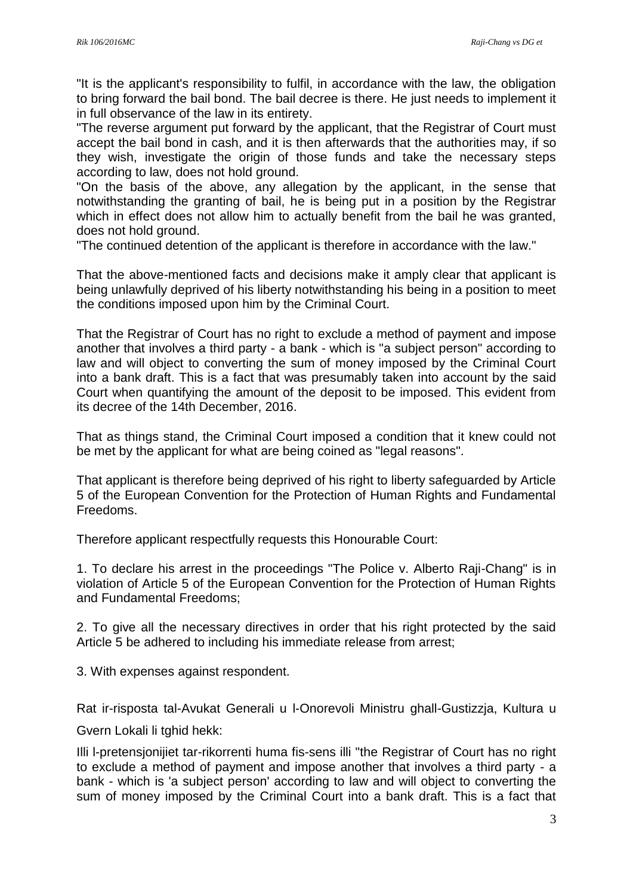"It is the applicant's responsibility to fulfil, in accordance with the law, the obligation to bring forward the bail bond. The bail decree is there. He just needs to implement it in full observance of the law in its entirety.

"The reverse argument put forward by the applicant, that the Registrar of Court must accept the bail bond in cash, and it is then afterwards that the authorities may, if so they wish, investigate the origin of those funds and take the necessary steps according to law, does not hold ground.

"On the basis of the above, any allegation by the applicant, in the sense that notwithstanding the granting of bail, he is being put in a position by the Registrar which in effect does not allow him to actually benefit from the bail he was granted, does not hold ground.

"The continued detention of the applicant is therefore in accordance with the law."

That the above-mentioned facts and decisions make it amply clear that applicant is being unlawfully deprived of his liberty notwithstanding his being in a position to meet the conditions imposed upon him by the Criminal Court.

That the Registrar of Court has no right to exclude a method of payment and impose another that involves a third party - a bank - which is "a subject person" according to law and will object to converting the sum of money imposed by the Criminal Court into a bank draft. This is a fact that was presumably taken into account by the said Court when quantifying the amount of the deposit to be imposed. This evident from its decree of the 14th December, 2016.

That as things stand, the Criminal Court imposed a condition that it knew could not be met by the applicant for what are being coined as "legal reasons".

That applicant is therefore being deprived of his right to liberty safeguarded by Article 5 of the European Convention for the Protection of Human Rights and Fundamental Freedoms.

Therefore applicant respectfully requests this Honourable Court:

1. To declare his arrest in the proceedings "The Police v. Alberto Raji-Chang" is in violation of Article 5 of the European Convention for the Protection of Human Rights and Fundamental Freedoms;

2. To give all the necessary directives in order that his right protected by the said Article 5 be adhered to including his immediate release from arrest;

3. With expenses against respondent.

Rat ir-risposta tal-Avukat Generali u l-Onorevoli Ministru ghall-Gustizzja, Kultura u Gvern Lokali li tghid hekk:

Illi l-pretensjonijiet tar-rikorrenti huma fis-sens illi "the Registrar of Court has no right to exclude a method of payment and impose another that involves a third party - a bank - which is 'a subject person' according to law and will object to converting the sum of money imposed by the Criminal Court into a bank draft. This is a fact that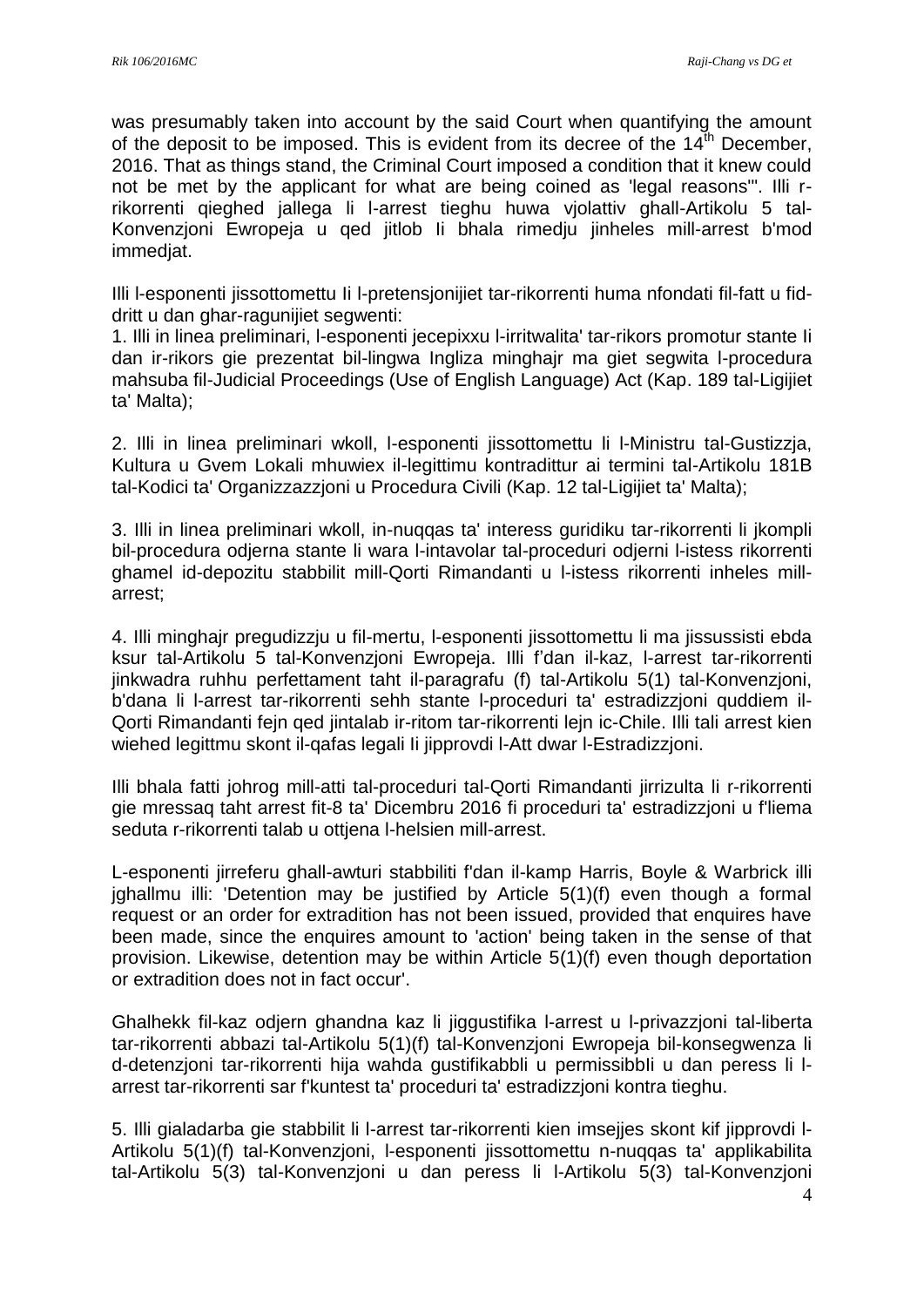was presumably taken into account by the said Court when quantifying the amount of the deposit to be imposed. This is evident from its decree of the 14th December, 2016. That as things stand, the Criminal Court imposed a condition that it knew could not be met by the applicant for what are being coined as 'legal reasons'". Illi r-rikorrenti qieghed jallega li l-arrest tieghu huwa vjolattiv ghall-Artikolu 5 tal-Konvenzjoni Ewropeja u qed jitlob li bhala rimedju jinheles mill-arrest b'mod immedjat.

Illi l-esponenti jissottomettu li l-pretensjonijiet tar-rikorrenti huma nfondati fil-fatt u fid-dritt u dan ghar-ragunijiet segwenti:

1. Illi in linea preliminari, l-esponenti jecepixxu l-irritwalita' tar-rikors promotur stante li dan ir-rikors gie prezentat bil-lingwa Ingliza minghajr ma giet segwita l-procedura mahsuba fil-Judicial Proceedings (Use of English Language) Act (Kap. 189 tal-Ligijiet ta' Malta);

2. Illi in linea preliminari wkoll, l-esponenti jissottomettu li l-Ministru tal-Gustizzja, Kultura u Gvem Lokali mhuwiex il-legittimu kontradittur ai termini tal-Artikolu 181B tal-Kodici ta' Organizzazzjoni u Procedura Civili (Kap. 12 tal-Ligijiet ta' Malta);

3. Illi in linea preliminari wkoll, in-nuqqas ta' interess guridiku tar-rikorrenti li jkompli bil-procedura odjerna stante li wara l-intavolar tal-proceduri odjerni l-istess rikorrenti ghamel id-depozitu stabbilit mill-Qorti Rimandanti u l-istess rikorrenti inheles mill-arrest;

4. Illi minghajr pregudizzju u fil-mertu, l-esponenti jissottomettu li ma jissussisti ebda ksur tal-Artikolu 5 tal-Konvenzjoni Ewropeja. Illi f'dan il-kaz, l-arrest tar-rikorrenti jinkwadra ruhhu perfettament taht il-paragrafu (f) tal-Artikolu 5(1) tal-Konvenzjoni, b'dana li l-arrest tar-rikorrenti sehh stante l-proceduri ta' estradizzjoni quddiem il-Qorti Rimandanti fejn qed jintalab ir-ritom tar-rikorrenti lejn ic-Chile. Illi tali arrest kien wiehed legittmu skont il-qafas legali li jipprovdi l-Att dwar l-Estradizzjoni.

Illi bhala fatti johrog mill-atti tal-proceduri tal-Qorti Rimandanti jirrizulta li r-rikorrenti gie mressaq taht arrest fit-8 ta' Dicembru 2016 fi proceduri ta' estradizzjoni u f'liema seduta r-rikorrenti talab u ottjena l-helsien mill-arrest.

L-esponenti jirreferu ghall-awturi stabbiliti f'dan il-kamp Harris, Boyle & Warbrick illi jghallmu illi: 'Detention may be justified by Article 5(1)(f) even though a formal request or an order for extradition has not been issued, provided that enquires have been made, since the enquires amount to 'action' being taken in the sense of that provision. Likewise, detention may be within Article 5(1)(f) even though deportation or extradition does not in fact occur'.

Ghalhekk fil-kaz odjern ghandna kaz li jiggustifika l-arrest u l-privazzjoni tal-liberta tar-rikorrenti abbazi tal-Artikolu 5(1)(f) tal-Konvenzjoni Ewropeja bil-konsegwenza li d-detenzjoni tar-rikorrenti hija wahda gustifikabbli u permissibbli u dan peress li l-arrest tar-rikorrenti sar f'kuntest ta' proceduri ta' estradizzjoni kontra tieghu.

5. Illi gialadarba gie stabbilit li l-arrest tar-rikorrenti kien imsejjes skont kif jipprovdi l-Artikolu 5(1)(f) tal-Konvenzjoni, l-esponenti jissottomettu n-nuqqas ta' applikabilita tal-Artikolu 5(3) tal-Konvenzjoni u dan peress li l-Artikolu 5(3) tal-Konvenzjoni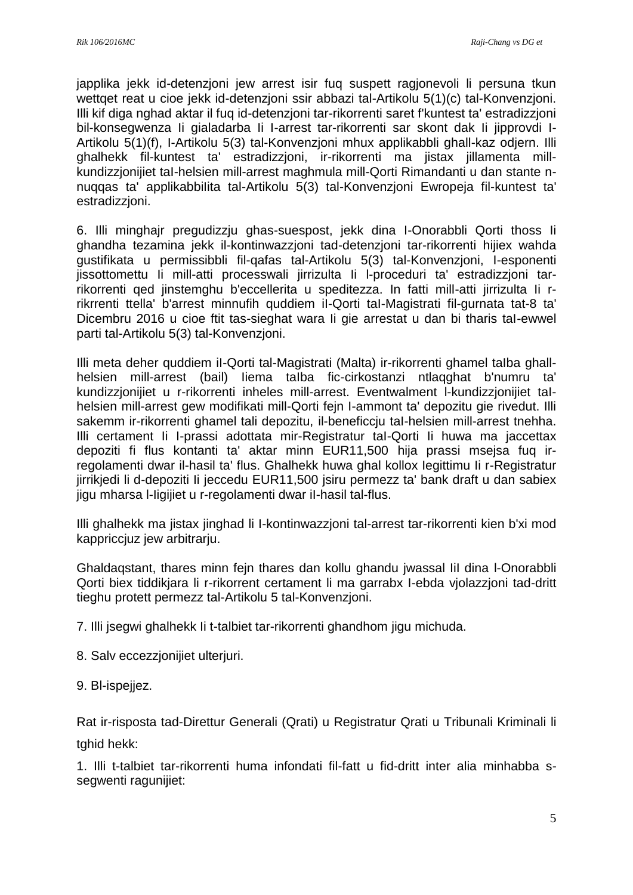japplika jekk id-detenzjoni jew arrest isir fuq suspett ragjonevoli li persuna tkun wettqet reat u cioe jekk id-detenzjoni ssir abbazi tal-Artikolu 5(1)(c) tal-Konvenzjoni. Illi kif diga nghad aktar il fuq id-detenzjoni tar-rikorrenti saret f'kuntest ta' estradizzjoni bil-konsegwenza li gialadarba li l-arrest tar-rikorrenti sar skont dak li jipprovdi l-Artikolu 5(1)(f), l-Artikolu 5(3) tal-Konvenzjoni mhux applikabbli ghall-kaz odjern. Illi ghalhekk fil-kuntest ta' estradizzjoni, ir-rikorrenti ma jistax jillamenta mill-kundizzjonijiet tal-helsien mill-arrest maghmula mill-Qorti Rimandanti u dan stante n-nuqqas ta' applikabbilita tal-Artikolu 5(3) tal-Konvenzjoni Ewropeja fil-kuntest ta' estradizzjoni.

6. Illi minghajr pregudizzju ghas-suespost, jekk dina l-Onorabbli Qorti thoss li ghandha tezamina jekk il-kontinwazzjoni tad-detenzjoni tar-rikorrenti hijiex wahda gustifikata u permissibbli fil-qafas tal-Artikolu 5(3) tal-Konvenzjoni, l-esponenti jissottomettu li mill-atti processwali jirrizulta li l-proceduri ta' estradizzjoni tar-rikorrenti qed jinstemghu b'eccellerita u speditezza. In fatti mill-atti jirrizulta li r-rikrrenti ttella' b'arrest minnufih quddiem il-Qorti tal-Magistrati fil-gurnata tat-8 ta' Dicembru 2016 u cioe ftit tas-sieghat wara li gie arrestat u dan bi tharis tal-ewwel parti tal-Artikolu 5(3) tal-Konvenzjoni.

Illi meta deher quddiem il-Qorti tal-Magistrati (Malta) ir-rikorrenti ghamel talba ghall-helsien mill-arrest (bail) liema talba fic-cirkostanzi ntlaqghat b'numru ta' kundizzjonijiet u r-rikorrenti inheles mill-arrest. Eventwalment l-kundizzjonijiet tal-helsien mill-arrest gew modifikati mill-Qorti fejn l-ammont ta' depozitu gie rivedut. Illi sakemm ir-rikorrenti ghamel tali depozitu, il-beneficcju tal-helsien mill-arrest tnehha. Illi certament li l-prassi adottata mir-Registratur tal-Qorti li huwa ma jaccettax depoziti fi flus kontanti ta' aktar minn EUR11,500 hija prassi msejsa fuq ir-regolamenti dwar il-hasil ta' flus. Ghalhekk huwa ghal kollox legittimu li r-Registratur jirrikjedi li d-depoziti li jeccedu EUR11,500 jsiru permezz ta' bank draft u dan sabiex jigu mharsa l-ligijiet u r-regolamenti dwar il-hasil tal-flus.

Illi ghalhekk ma jistax jinghad li l-kontinwazzjoni tal-arrest tar-rikorrenti kien b'xi mod kappriccjuz jew arbitrarju.

Ghaldaqstant, thares minn fejn thares dan kollu ghandu jwassal lil dina l-Onorabbli Qorti biex tiddikjara li r-rikorrent certament li ma garrabx l-ebda vjolazzjoni tad-dritt tieghu protett permezz tal-Artikolu 5 tal-Konvenzjoni.

7. Illi jsegwi ghalhekk li t-talbiet tar-rikorrenti ghandhom jigu michuda.

8. Salv eccezzjonijiet ulterjuri.

9. Bl-ispejjez.

Rat ir-risposta tad-Direttur Generali (Qrati) u Registratur Qrati u Tribunali Kriminali li tghid hekk:

1. Illi t-talbiet tar-rikorrenti huma infondati fil-fatt u fid-dritt inter alia minhabba s-segwenti ragunijiet: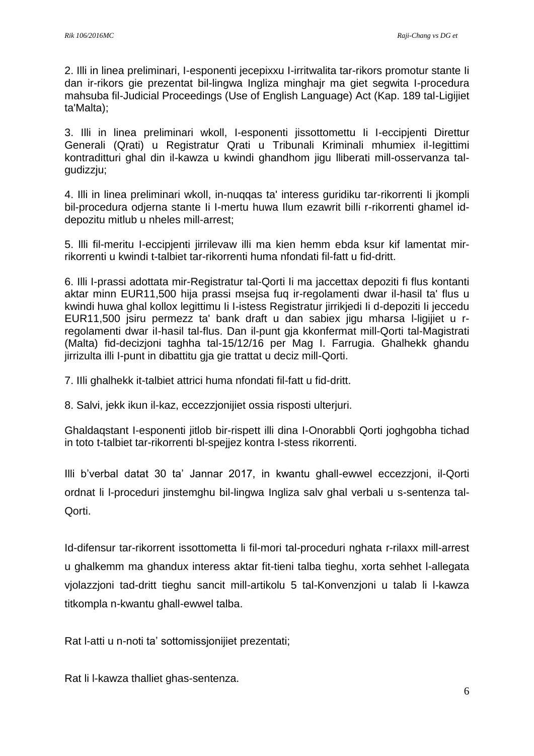2. Illi in linea preliminari, l-esponenti jecepixxu l-irritwalita tar-rikors promotur stante li dan ir-rikors gie prezentat bil-lingwa Ingliza minghajr ma giet segwita l-procedura mahsuba fil-Judicial Proceedings (Use of English Language) Act (Kap. 189 tal-Ligijiet ta'Malta);

3. Illi in linea preliminari wkoll, l-esponenti jissottomettu li l-eccipjenti Direttur Generali (Qrati) u Registratur Qrati u Tribunali Kriminali mhumiex il-legittimi kontradittturi ghal din il-kawza u kwindi ghandhom jigu lliberati mill-osservanza tal-gudizzju;

4. Illi in linea preliminari wkoll, in-nuqqas ta' interess guridiku tar-rikorrenti li jkompli bil-procedura odjerna stante li l-mertu huwa llum ezawrit billi r-rikorrenti ghamel id-depozitu mitlub u nheles mill-arrest;

5. Illi fil-meritu l-eccipjenti jirrilevaw illi ma kien hemm ebda ksur kif lamentat mir-rikorrenti u kwindi t-talbiet tar-rikorrenti huma nfondati fil-fatt u fid-dritt.

6. Illi l-prassi adottata mir-Registratur tal-Qorti li ma jaccettax depoziti fi flus kontanti aktar minn EUR11,500 hija prassi msejsa fuq ir-regolamenti dwar il-hasil ta' flus u kwindi huwa ghal kollox legittimu li l-istess Registratur jirrikjedi li d-depoziti li jeccedu EUR11,500 jsiru permezz ta' bank draft u dan sabiex jigu mharsa l-ligijiet u r-regolamenti dwar il-hasil tal-flus. Dan il-punt gja kkonfermat mill-Qorti tal-Magistrati (Malta) fid-decizjoni taghha tal-15/12/16 per Mag I. Farrugia. Ghalhekk ghandu jirrizulta illi l-punt in dibattitu gja gie trattat u deciz mill-Qorti.

7. Illi ghalhekk it-talbiet attrici huma nfondati fil-fatt u fid-dritt.

8. Salvi, jekk ikun il-kaz, eccezzjonijiet ossia risposti ulterjuri.

Ghaldaqstant l-esponenti jitlob bir-rispett illi dina l-Onorabbli Qorti joghgobha tichad in toto t-talbiet tar-rikorrenti bl-spejjez kontra l-stess rikorrenti.

Illi b'verbal datat 30 ta' Jannar 2017, in kwantu ghall-ewwel eccezzjoni, il-Qorti ordnat li l-proceduri jinstemghu bil-lingwa Ingliza salv ghal verbali u s-sentenza tal-Qorti.

Id-difensur tar-rikorrent issottometta li fil-mori tal-proceduri nghata r-rilaxx mill-arrest u ghalkemm ma ghandux interess aktar fit-tieni talba tieghu, xorta sehhet l-allegata vjolazzjoni tad-dritt tieghu sancit mill-artikolu 5 tal-Konvenzjoni u talab li l-kawza titkompla n-kwantu ghall-ewwel talba.

Rat l-atti u n-noti ta' sottomissjonijiet prezentati;

Rat li l-kawza thalliet ghas-sentenza.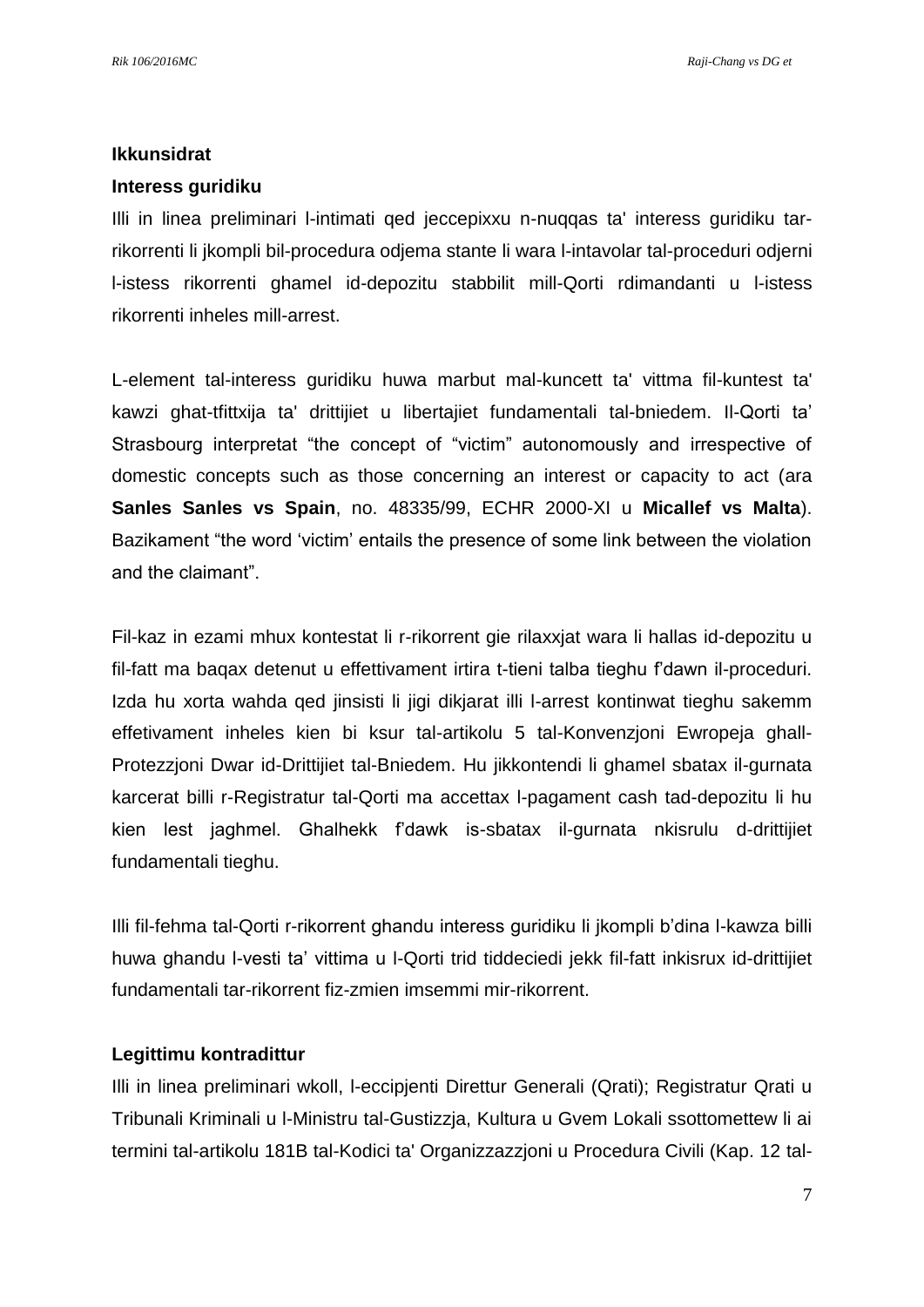**Ikkunsidrat**

**Interess guridiku**

Illi in linea preliminari l-intimati qed jeccepixxu n-nuqqas ta' interess guridiku tar-rikorrenti li jkompli bil-procedura odjema stante li wara l-intavolar tal-proceduri odjerni l-istess rikorrenti ghamel id-depozitu stabbilit mill-Qorti rdimandanti u l-istess rikorrenti inheles mill-arrest.

L-element tal-interess guridiku huwa marbut mal-kuncett ta' vittma fil-kuntest ta' kawzi ghat-tfittxija ta' drittijiet u libertajiet fundamentali tal-bniedem. Il-Qorti ta' Strasbourg interpretat "the concept of "victim" autonomously and irrespective of domestic concepts such as those concerning an interest or capacity to act (ara **Sanles Sanles vs Spain**, no. 48335/99, ECHR 2000-XI u **Micallef vs Malta**). Bazikament "the word 'victim' entails the presence of some link between the violation and the claimant".

Fil-kaz in ezami mhux kontestat li r-rikorrent gie rilaxxjat wara li hallas id-depozitu u fil-fatt ma baqax detenut u effettivament irtira t-tieni talba tieghu f'dawn il-proceduri. Izda hu xorta wahda qed jinsisti li jigi dikjarat illi l-arrest kontinwat tieghu sakemm effetivament inheles kien bi ksur tal-artikolu 5 tal-Konvenzjoni Ewropeja ghall-Protezzjoni Dwar id-Drittijiet tal-Bniedem. Hu jikkontendi li ghamel sbatax il-gurnata karcerat billi r-Registratur tal-Qorti ma accettax l-pagament cash tad-depozitu li hu kien lest jaghmel. Ghalhekk f'dawk is-sbatax il-gurnata nkisrulu d-drittijiet fundamentali tieghu.

Illi fil-fehma tal-Qorti r-rikorrent ghandu interess guridiku li jkompli b'dina l-kawza billi huwa ghandu l-vesti ta' vittima u l-Qorti trid tiddeciedi jekk fil-fatt inkisrux id-drittijiet fundamentali tar-rikorrent fiz-zmien imsemmi mir-rikorrent.

**Legittimu kontradittur**

Illi in linea preliminari wkoll, l-eccipjenti Direttur Generali (Qrati); Registratur Qrati u Tribunali Kriminali u l-Ministru tal-Gustizzja, Kultura u Gvem Lokali ssottomettew li ai termini tal-artikolu 181B tal-Kodici ta' Organizzazzjoni u Procedura Civili (Kap. 12 tal-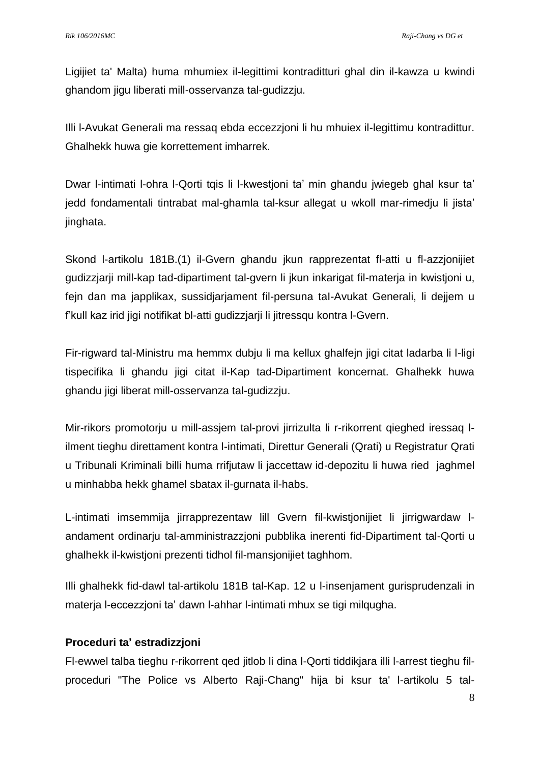Ligijiet ta' Malta) huma mhumiex il-legittimi kontradditturi ghal din il-kawza u kwindi ghandom jigu liberati mill-osservanza tal-gudizzju.

Illi l-Avukat Generali ma ressaq ebda eccezzjoni li hu mhuiex il-legittimu kontradittur. Ghalhekk huwa gie korrettement imharrek.

Dwar l-intimati l-ohra l-Qorti tqis li l-kwestjoni ta' min ghandu jwiegeb ghal ksur ta' jedd fondamentali tintrabat mal-ghamla tal-ksur allegat u wkoll mar-rimedju li jista' jinghata.

Skond l-artikolu 181B.(1) il-Gvern ghandu jkun rapprezentat fl-atti u fl-azzjonijiet gudizzjarji mill-kap tad-dipartiment tal-gvern li jkun inkarigat fil-materja in kwistjoni u, fejn dan ma japplikax, sussidjarjament fil-persuna tal-Avukat Generali, li dejjem u f'kull kaz irid jigi notifikat bl-atti gudizzjarji li jitressqu kontra l-Gvern.

Fir-rigward tal-Ministru ma hemmx dubju li ma kellux ghalfejn jigi citat ladarba li l-ligi tispecifika li ghandu jigi citat il-Kap tad-Dipartiment koncernat. Ghalhekk huwa ghandu jigi liberat mill-osservanza tal-gudizzju.

Mir-rikors promotorju u mill-assjem tal-provi jirrizulta li r-rikorrent qieghed iressaq l-ilment tieghu direttament kontra l-intimati, Direttur Generali (Qrati) u Registratur Qrati u Tribunali Kriminali billi huma rrifjutaw li jaccettaw id-depozitu li huwa ried jaghmel u minhabba hekk ghamel sbatax il-gurnata il-habs.

L-intimati imsemmija jirrapprezentaw lill Gvern fil-kwistjonijiet li jirrigwardaw l-andament ordinarju tal-amministrazzjoni pubblika inerenti fid-Dipartiment tal-Qorti u ghalhekk il-kwistjoni prezenti tidhol fil-mansjonijiet taghhom.

Illi ghalhekk fid-dawl tal-artikolu 181B tal-Kap. 12 u l-insenjament gurisprudenzali in materja l-eccezzjoni ta' dawn l-ahhar l-intimati mhux se tigi milqugha.

**Proceduri ta' estradizzjoni**

Fl-ewwel talba tieghu r-rikorrent qed jitlob li dina l-Qorti tiddikjara illi l-arrest tieghu fil-proceduri "The Police vs Alberto Raji-Chang" hija bi ksur ta' l-artikolu 5 tal-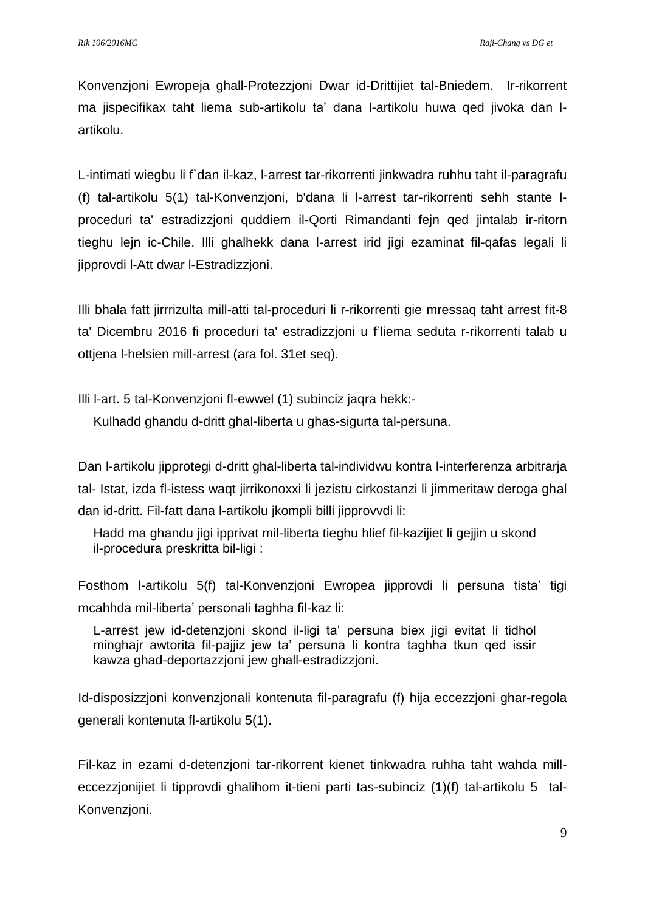Konvenzjoni Ewropeja ghall-Protezzjoni Dwar id-Drittijiet tal-Bniedem. Ir-rikorrent ma jispecifikax taht liema sub-artikolu ta' dana l-artikolu huwa qed jivoka dan l-artikolu.

L-intimati wiegbu li f`dan il-kaz, l-arrest tar-rikorrenti jinkwadra ruhhu taht il-paragrafu (f) tal-artikolu 5(1) tal-Konvenzjoni, b'dana li l-arrest tar-rikorrenti sehh stante l-proceduri ta' estradizzjoni quddiem il-Qorti Rimandanti fejn qed jintalab ir-ritorn tieghu lejn ic-Chile. Illi ghalhekk dana l-arrest irid jigi ezaminat fil-qafas legali li jipprovdi l-Att dwar l-Estradizzjoni.

Illi bhala fatt jirrrizulta mill-atti tal-proceduri li r-rikorrenti gie mressaq taht arrest fit-8 ta' Dicembru 2016 fi proceduri ta' estradizzjoni u f'liema seduta r-rikorrenti talab u ottjena l-helsien mill-arrest (ara fol. 31et seq).

Illi l-art. 5 tal-Konvenzjoni fl-ewwel (1) subinciz jaqra hekk:-

> Kulhadd ghandu d-dritt ghal-liberta u ghas-sigurta tal-persuna.

Dan l-artikolu jipprotegi d-dritt ghal-liberta tal-individwu kontra l-interferenza arbitrarja tal- Istat, izda fl-istess waqt jirrikonoxxi li jezistu cirkostanzi li jimmeritaw deroga ghal dan id-dritt. Fil-fatt dana l-artikolu jkompli billi jipprovvdi li:

> Hadd ma ghandu jigi ipprivat mil-liberta tieghu hlief fil-kazijiet li gejjin u skond il-procedura preskritta bil-ligi :

Fosthom l-artikolu 5(f) tal-Konvenzjoni Ewropea jipprovdi li persuna tista' tigi mcahhda mil-liberta' personali taghha fil-kaz li:

> L-arrest jew id-detenzjoni skond il-ligi ta' persuna biex jigi evitat li tidhol minghajr awtorita fil-pajjiz jew ta' persuna li kontra taghha tkun qed issir kawza ghad-deportazzjoni jew ghall-estradizzjoni.

Id-disposizzjoni konvenzjonali kontenuta fil-paragrafu (f) hija eccezzjoni ghar-regola generali kontenuta fl-artikolu 5(1).

Fil-kaz in ezami d-detenzjoni tar-rikorrent kienet tinkwadra ruhha taht wahda mill-eccezzjonijiet li tipprovdi ghalihom it-tieni parti tas-subinciz (1)(f) tal-artikolu 5 tal-Konvenzjoni.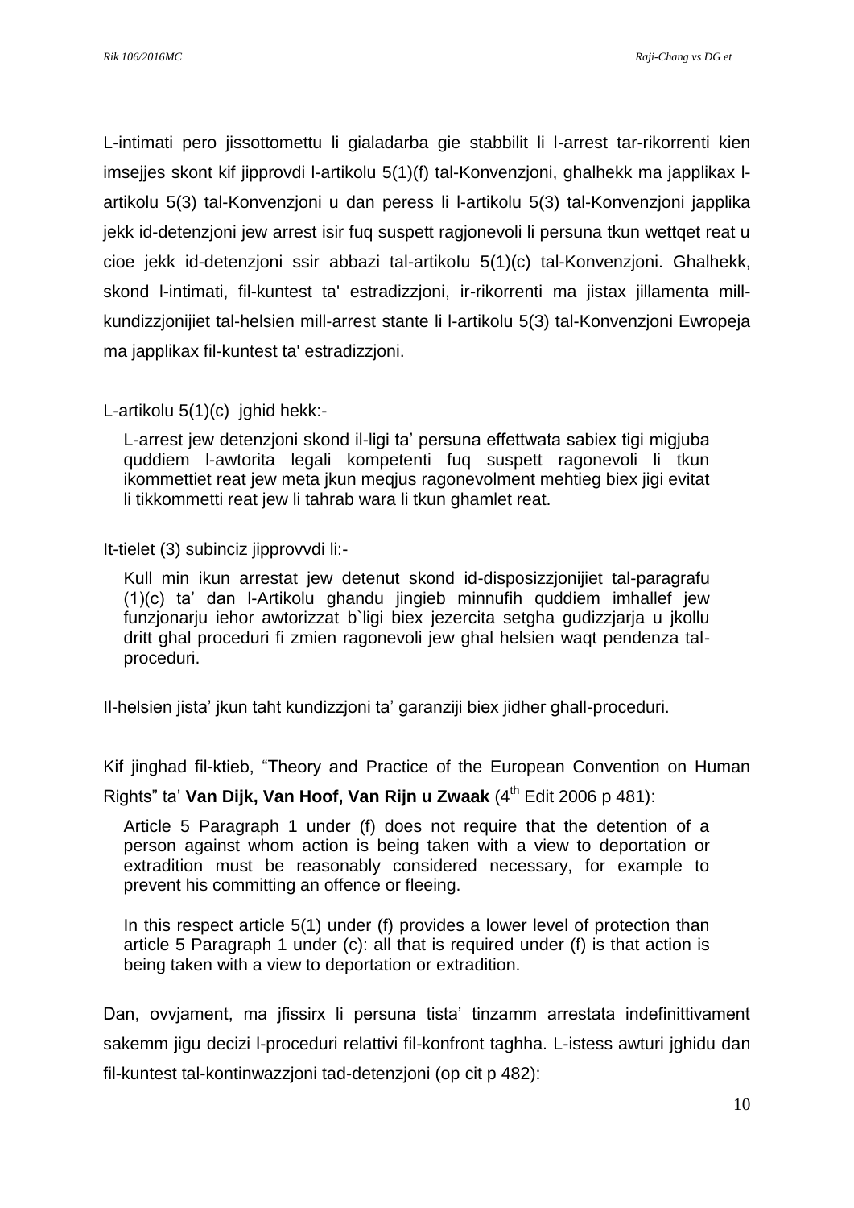L-intimati pero jissottomettu li gialadarba gie stabbilit li l-arrest tar-rikorrenti kien imsejjes skont kif jipprovdi l-artikolu 5(1)(f) tal-Konvenzjoni, ghalhekk ma japplikax l-artikolu 5(3) tal-Konvenzjoni u dan peress li l-artikolu 5(3) tal-Konvenzjoni japplika jekk id-detenzjoni jew arrest isir fuq suspett ragjonevoli li persuna tkun wettqet reat u cioe jekk id-detenzjoni ssir abbazi tal-artikolu 5(1)(c) tal-Konvenzjoni. Ghalhekk, skond l-intimati, fil-kuntest ta' estradizzjoni, ir-rikorrenti ma jistax jillamenta mill-kundizzjonijiet tal-helsien mill-arrest stante li l-artikolu 5(3) tal-Konvenzjoni Ewropeja ma japplikax fil-kuntest ta' estradizzjoni.

L-artikolu 5(1)(c) jghid hekk:-

> L-arrest jew detenzjoni skond il-ligi ta' persuna effettwata sabiex tigi migjuba quddiem l-awtorita legali kompetenti fuq suspett ragonevoli li tkun ikommettiet reat jew meta jkun meqjus ragonevolment mehtieg biex jigi evitat li tikkommetti reat jew li tahrab wara li tkun ghamlet reat.

It-tielet (3) subinciz jipprovvdi li:-

> Kull min ikun arrestat jew detenut skond id-disposizzjonijiet tal-paragrafu (1)(c) ta' dan l-Artikolu ghandu jingieb minnufih quddiem imhallef jew funzjonarju iehor awtorizzat b`ligi biex jezercita setgha gudizzjarja u jkollu dritt ghal proceduri fi zmien ragonevoli jew ghal helsien waqt pendenza tal-proceduri.

Il-helsien jista' jkun taht kundizzjoni ta' garanziji biex jidher ghall-proceduri.

Kif jinghad fil-ktieb, "Theory and Practice of the European Convention on Human Rights" ta' **Van Dijk, Van Hoof, Van Rijn u Zwaak** (4th Edit 2006 p 481):

> Article 5 Paragraph 1 under (f) does not require that the detention of a person against whom action is being taken with a view to deportation or extradition must be reasonably considered necessary, for example to prevent his committing an offence or fleeing.
>
> In this respect article 5(1) under (f) provides a lower level of protection than article 5 Paragraph 1 under (c): all that is required under (f) is that action is being taken with a view to deportation or extradition.

Dan, ovvjament, ma jfissirx li persuna tista' tinzamm arrestata indefinittivament sakemm jigu decizi l-proceduri relattivi fil-konfront taghha. L-istess awturi jghidu dan fil-kuntest tal-kontinwazzjoni tad-detenzjoni (op cit p 482):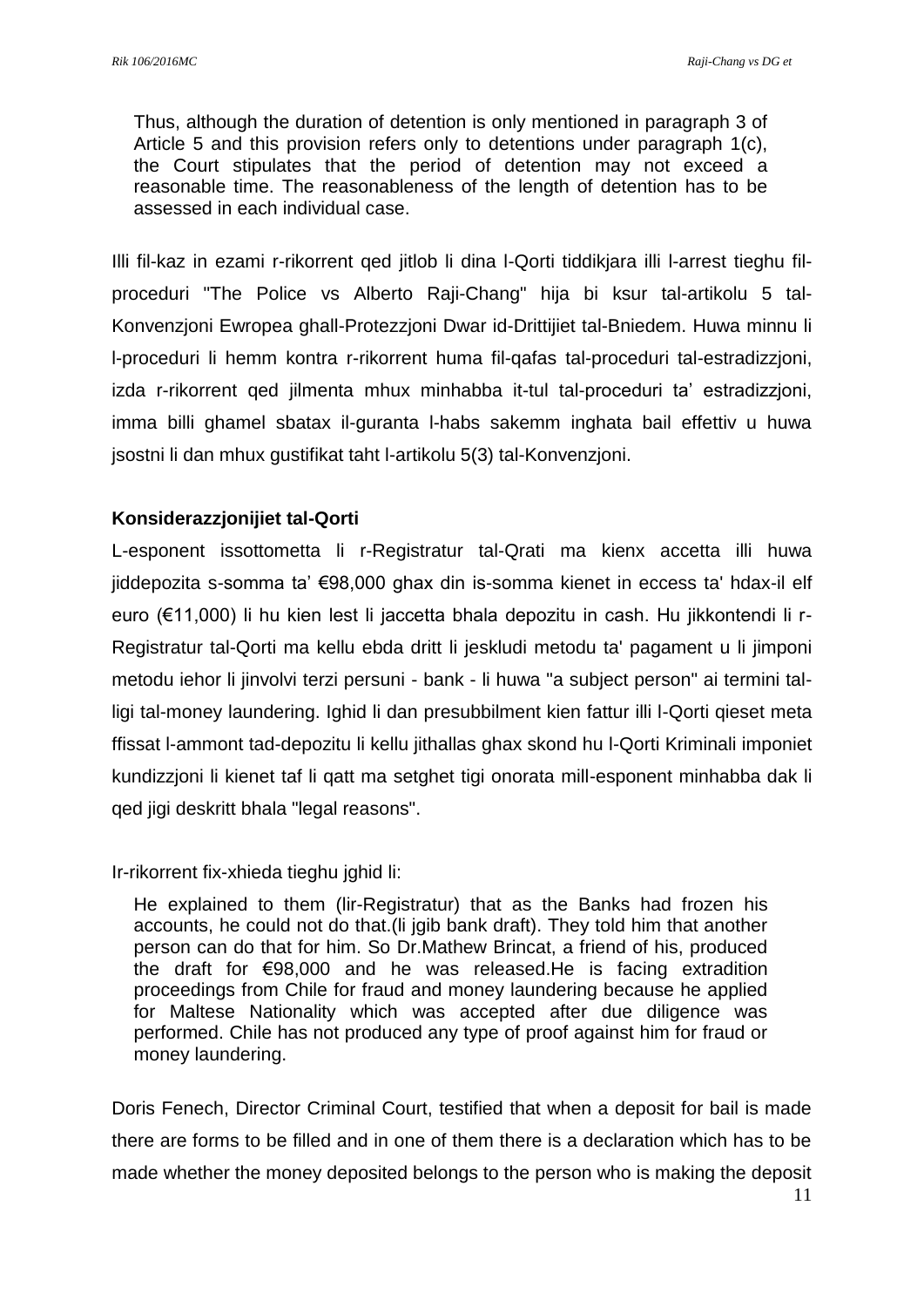> Thus, although the duration of detention is only mentioned in paragraph 3 of Article 5 and this provision refers only to detentions under paragraph 1(c), the Court stipulates that the period of detention may not exceed a reasonable time. The reasonableness of the length of detention has to be assessed in each individual case.

Illi fil-kaz in ezami r-rikorrent qed jitlob li dina l-Qorti tiddikjara illi l-arrest tieghu fil-proceduri "The Police vs Alberto Raji-Chang" hija bi ksur tal-artikolu 5 tal-Konvenzjoni Ewropea ghall-Protezzjoni Dwar id-Drittijiet tal-Bniedem. Huwa minnu li l-proceduri li hemm kontra r-rikorrent huma fil-qafas tal-proceduri tal-estradizzjoni, izda r-rikorrent qed jilmenta mhux minhabba it-tul tal-proceduri ta' estradizzjoni, imma billi ghamel sbatax il-guranta l-habs sakemm inghata bail effettiv u huwa jsostni li dan mhux gustifikat taht l-artikolu 5(3) tal-Konvenzjoni.

**Konsiderazzjonijiet tal-Qorti**

L-esponent issottometta li r-Registratur tal-Qrati ma kienx accetta illi huwa jiddepozita s-somma ta' €98,000 ghax din is-somma kienet in eccess ta' hdax-il elf euro (€11,000) li hu kien lest li jaccetta bhala depozitu in cash. Hu jikkontendi li r-Registratur tal-Qorti ma kellu ebda dritt li jeskludi metodu ta' pagament u li jimponi metodu iehor li jinvolvi terzi persuni - bank - li huwa "a subject person" ai termini tal-ligi tal-money laundering. Ighid li dan presubbilment kien fattur illi l-Qorti qieset meta ffissat l-ammont tad-depozitu li kellu jithallas ghax skond hu l-Qorti Kriminali imponiet kundizzjoni li kienet taf li qatt ma setghet tigi onorata mill-esponent minhabba dak li qed jigi deskritt bhala "legal reasons".

Ir-rikorrent fix-xhieda tieghu jghid li:

> He explained to them (lir-Registratur) that as the Banks had frozen his accounts, he could not do that.(li jgib bank draft). They told him that another person can do that for him. So Dr.Mathew Brincat, a friend of his, produced the draft for €98,000 and he was released.He is facing extradition proceedings from Chile for fraud and money laundering because he applied for Maltese Nationality which was accepted after due diligence was performed. Chile has not produced any type of proof against him for fraud or money laundering.

Doris Fenech, Director Criminal Court, testified that when a deposit for bail is made there are forms to be filled and in one of them there is a declaration which has to be made whether the money deposited belongs to the person who is making the deposit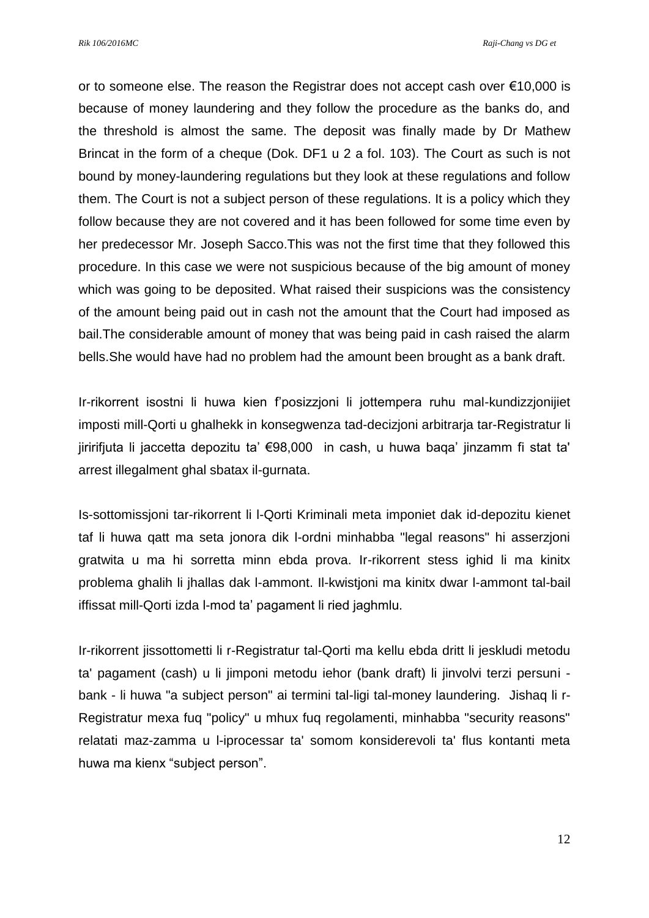or to someone else. The reason the Registrar does not accept cash over €10,000 is because of money laundering and they follow the procedure as the banks do, and the threshold is almost the same. The deposit was finally made by Dr Mathew Brincat in the form of a cheque (Dok. DF1 u 2 a fol. 103). The Court as such is not bound by money-laundering regulations but they look at these regulations and follow them. The Court is not a subject person of these regulations. It is a policy which they follow because they are not covered and it has been followed for some time even by her predecessor Mr. Joseph Sacco.This was not the first time that they followed this procedure. In this case we were not suspicious because of the big amount of money which was going to be deposited. What raised their suspicions was the consistency of the amount being paid out in cash not the amount that the Court had imposed as bail.The considerable amount of money that was being paid in cash raised the alarm bells.She would have had no problem had the amount been brought as a bank draft.

Ir-rikorrent isostni li huwa kien f'posizzjoni li jottempera ruhu mal-kundizzjonijiet imposti mill-Qorti u ghalhekk in konsegwenza tad-decizjoni arbitrarja tar-Registratur li jiririfjuta li jaccetta depozitu ta' €98,000 in cash, u huwa baqa' jinzamm fi stat ta' arrest illegalment ghal sbatax il-gurnata.

Is-sottomissjoni tar-rikorrent li l-Qorti Kriminali meta imponiet dak id-depozitu kienet taf li huwa qatt ma seta jonora dik l-ordni minhabba "legal reasons" hi asserzjoni gratwita u ma hi sorretta minn ebda prova. Ir-rikorrent stess ighid li ma kinitx problema ghalih li jhallas dak l-ammont. Il-kwistjoni ma kinitx dwar l-ammont tal-bail iffissat mill-Qorti izda l-mod ta' pagament li ried jaghmlu.

Ir-rikorrent jissottometti li r-Registratur tal-Qorti ma kellu ebda dritt li jeskludi metodu ta' pagament (cash) u li jimponi metodu iehor (bank draft) li jinvolvi terzi persuni - bank - li huwa "a subject person" ai termini tal-ligi tal-money laundering. Jishaq li r-Registratur mexa fuq "policy" u mhux fuq regolamenti, minhabba "security reasons" relatati maz-zamma u l-iprocessar ta' somom konsiderevoli ta' flus kontanti meta huwa ma kienx "subject person".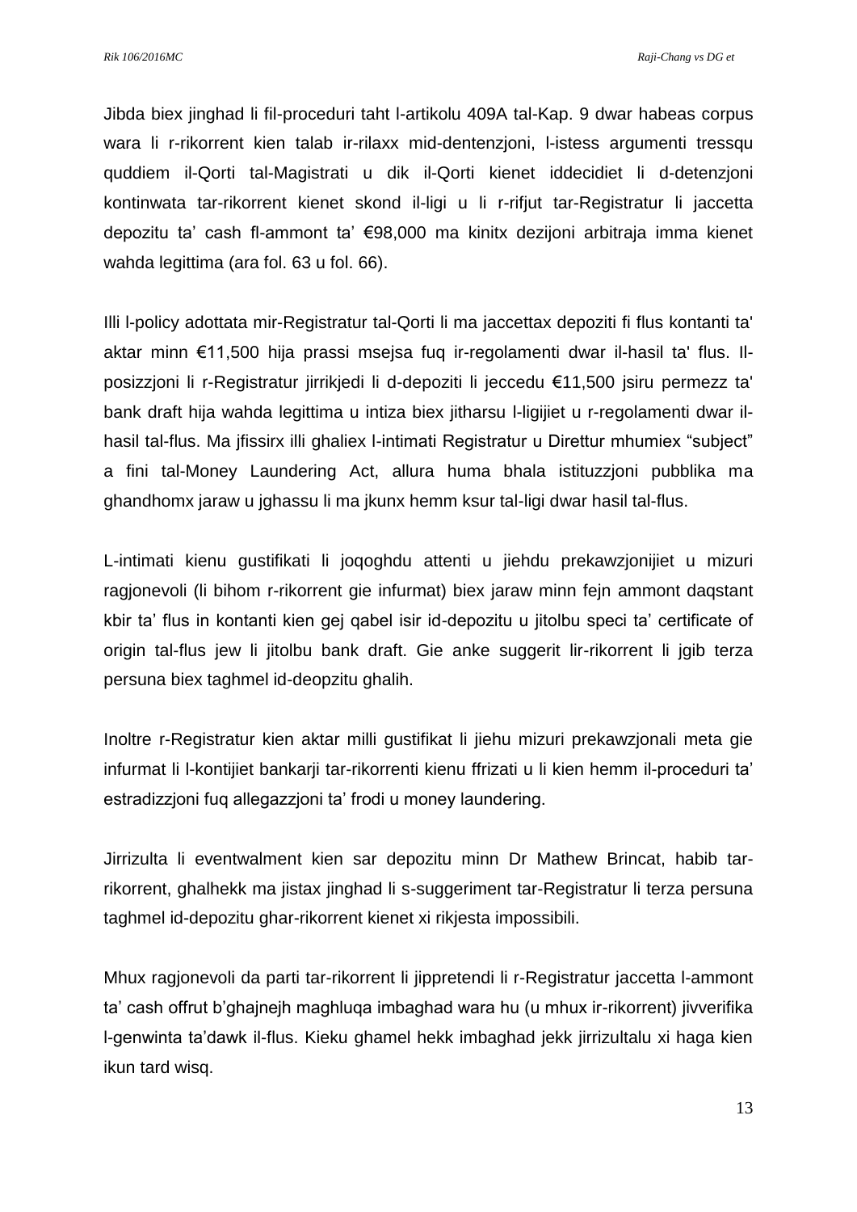Jibda biex jinghad li fil-proceduri taht l-artikolu 409A tal-Kap. 9 dwar habeas corpus wara li r-rikorrent kien talab ir-rilaxx mid-dentenzjoni, l-istess argumenti tressqu quddiem il-Qorti tal-Magistrati u dik il-Qorti kienet iddecidiet li d-detenzjoni kontinwata tar-rikorrent kienet skond il-ligi u li r-rifjut tar-Registratur li jaccetta depozitu ta' cash fl-ammont ta' €98,000 ma kinitx dezijoni arbitraja imma kienet wahda legittima (ara fol. 63 u fol. 66).

Illi l-policy adottata mir-Registratur tal-Qorti li ma jaccettax depoziti fi flus kontanti ta' aktar minn €11,500 hija prassi msejsa fuq ir-regolamenti dwar il-hasil ta' flus. Il-posizzjoni li r-Registratur jirrikjedi li d-depoziti li jeccedu €11,500 jsiru permezz ta' bank draft hija wahda legittima u intiza biex jitharsu l-ligijiet u r-regolamenti dwar il-hasil tal-flus. Ma jfissirx illi ghaliex l-intimati Registratur u Direttur mhumiex "subject" a fini tal-Money Laundering Act, allura huma bhala istituzzjoni pubblika ma ghandhomx jaraw u jghassu li ma jkunx hemm ksur tal-ligi dwar hasil tal-flus.

L-intimati kienu gustifikati li joqoghdu attenti u jiehdu prekawzjonijiet u mizuri ragjonevoli (li bihom r-rikorrent gie infurmat) biex jaraw minn fejn ammont daqstant kbir ta' flus in kontanti kien gej qabel isir id-depozitu u jitolbu speci ta' certificate of origin tal-flus jew li jitolbu bank draft. Gie anke suggerit lir-rikorrent li jgib terza persuna biex taghmel id-deopzitu ghalih.

Inoltre r-Registratur kien aktar milli gustifikat li jiehu mizuri prekawzjonali meta gie infurmat li l-kontijiet bankarji tar-rikorrenti kienu ffrizati u li kien hemm il-proceduri ta' estradizzjoni fuq allegazzjoni ta' frodi u money laundering.

Jirrizulta li eventwalment kien sar depozitu minn Dr Mathew Brincat, habib tar-rikorrent, ghalhekk ma jistax jinghad li s-suggeriment tar-Registratur li terza persuna taghmel id-depozitu ghar-rikorrent kienet xi rikjesta impossibili.

Mhux ragjonevoli da parti tar-rikorrent li jippretendi li r-Registratur jaccetta l-ammont ta' cash offrut b'ghajnejh maghluqa imbaghad wara hu (u mhux ir-rikorrent) jivverifika l-genwinta ta'dawk il-flus. Kieku ghamel hekk imbaghad jekk jirrizultalu xi haga kien ikun tard wisq.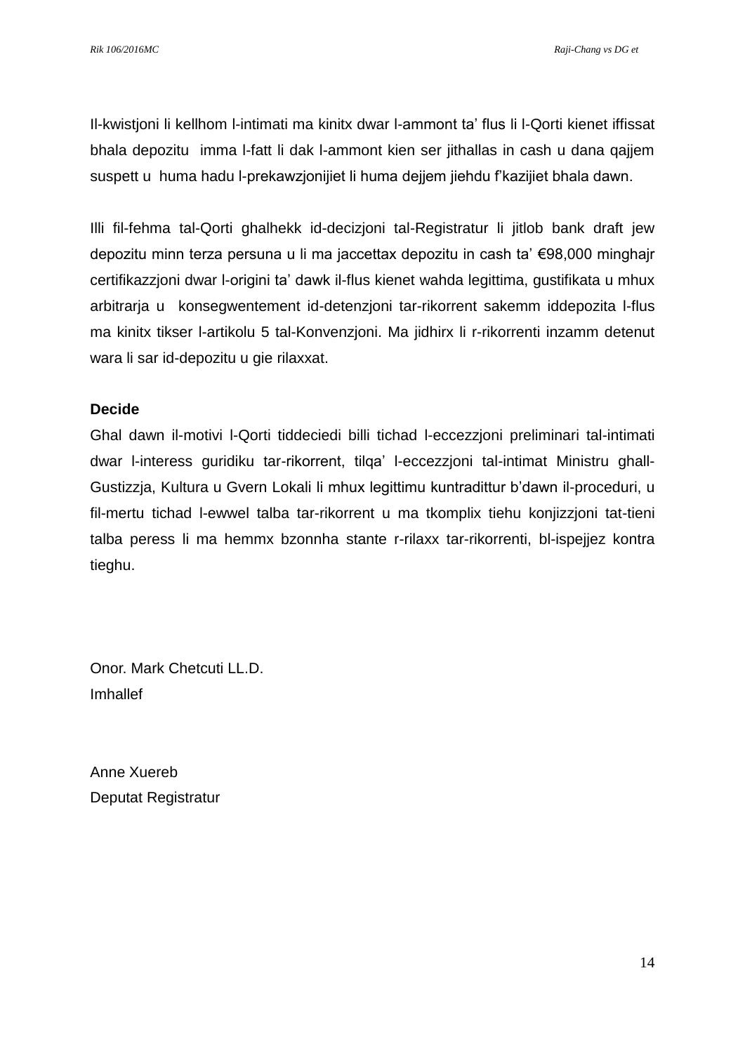Il-kwistjoni li kellhom l-intimati ma kinitx dwar l-ammont ta' flus li l-Qorti kienet iffissat bhala depozitu imma l-fatt li dak l-ammont kien ser jithallas in cash u dana qajjem suspett u huma hadu l-prekawzjonijiet li huma dejjem jiehdu f'kazijiet bhala dawn.

Illi fil-fehma tal-Qorti ghalhekk id-decizjoni tal-Registratur li jitlob bank draft jew depozitu minn terza persuna u li ma jaccettax depozitu in cash ta' €98,000 minghajr certifikazzjoni dwar l-origini ta' dawk il-flus kienet wahda legittima, gustifikata u mhux arbitrarja u konsegwentement id-detenzjoni tar-rikorrent sakemm iddepozita l-flus ma kinitx tikser l-artikolu 5 tal-Konvenzjoni. Ma jidhirx li r-rikorrenti inzamm detenut wara li sar id-depozitu u gie rilaxxat.

**Decide**

Ghal dawn il-motivi l-Qorti tiddeciedi billi tichad l-eccezzjoni preliminari tal-intimati dwar l-interess guridiku tar-rikorrent, tilqa' l-eccezzjoni tal-intimat Ministru ghall-Gustizzja, Kultura u Gvern Lokali li mhux legittimu kuntradittur b'dawn il-proceduri, u fil-mertu tichad l-ewwel talba tar-rikorrent u ma tkomplix tiehu konjizzjoni tat-tieni talba peress li ma hemmx bzonnha stante r-rilaxx tar-rikorrenti, bl-ispejjez kontra tieghu.

Onor. Mark Chetcuti LL.D.
Imhallef

Anne Xuereb
Deputat Registratur